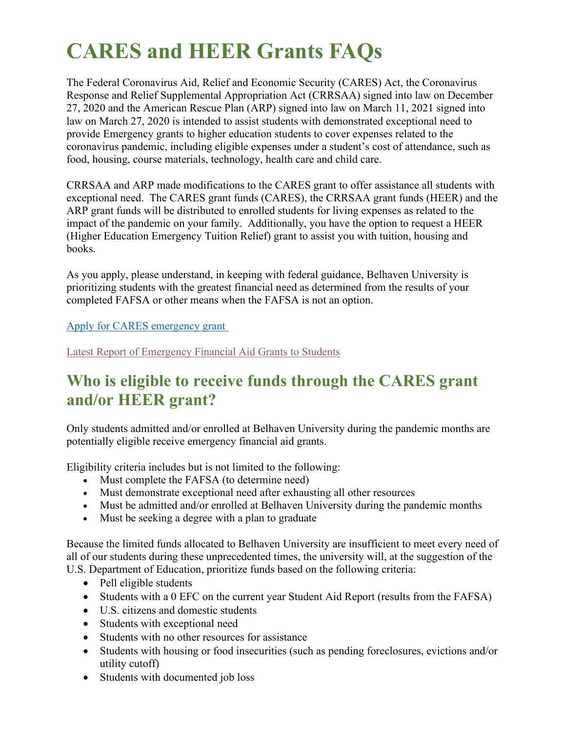# CARES and HEER Grants FAQs

The Federal Coronavirus Aid, Relief and Economic Security (CARES) Act, the Coronavirus Response and Relief Supplemental Appropriation Act (CRRSAA) signed into law on December 27, 2020 and the American Rescue Plan (ARP) signed into law on March 11, 2021 signed into law on March 27, 2020 is intended to assist students with demonstrated exceptional need to provide Emergency grants to higher education students to cover expenses related to the coronavirus pandemic, including eligible expenses under a student's cost of attendance, such as food, housing, course materials, technology, health care and child care.

CRRSAA and ARP made modifications to the CARES grant to offer assistance all students with exceptional need. The CARES grant funds (CARES), the CRRSAA grant funds (HEER) and the ARP grant funds will be distributed to enrolled students for living expenses as related to the impact of the pandemic on your family. Additionally, you have the option to request a HEER (Higher Education Emergency Tuition Relief) grant to assist you with tuition, housing and books.

As you apply, please understand, in keeping with federal guidance, Belhaven University is prioritizing students with the greatest financial need as determined from the results of your completed FAFSA or other means when the FAFSA is not an option.

Apply for CARES emergency grant

Latest Report of Emergency Financial Aid Grants to Students

## Who is eligible to receive funds through the CARES grant and/or HEER grant?

Only students admitted and/or enrolled at Belhaven University during the pandemic months are potentially eligible receive emergency financial aid grants.

Eligibility criteria includes but is not limited to the following:

- Must complete the FAFSA (to determine need)
- Must demonstrate exceptional need after exhausting all other resources
- Must be admitted and/or enrolled at Belhaven University during the pandemic months
- Must be seeking a degree with a plan to graduate

Because the limited funds allocated to Belhaven University are insufficient to meet every need of all of our students during these unprecedented times, the university will, at the suggestion of the U.S. Department of Education, prioritize funds based on the following criteria:

- Pell eligible students
- Students with a 0 EFC on the current year Student Aid Report (results from the FAFSA)
- U.S. citizens and domestic students
- Students with exceptional need
- Students with no other resources for assistance
- Students with housing or food insecurities (such as pending foreclosures, evictions and/or utility cutoff)
- Students with documented job loss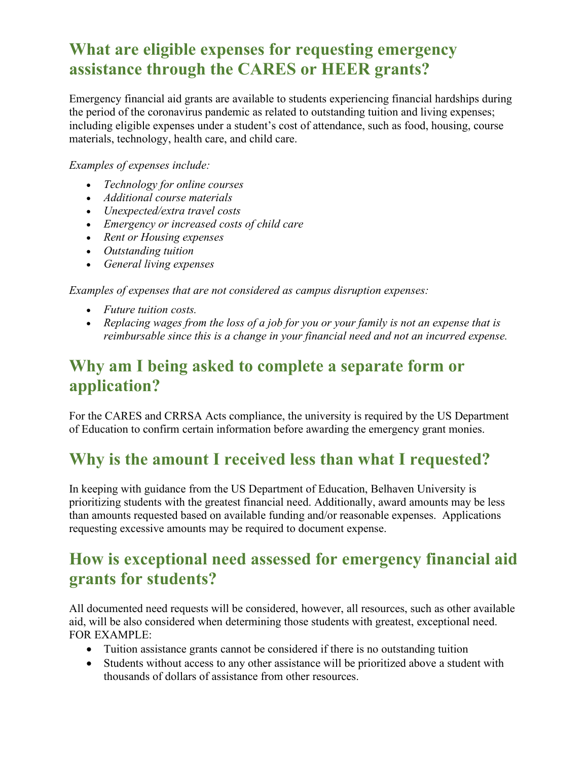## What are eligible expenses for requesting emergency assistance through the CARES or HEER grants?

Emergency financial aid grants are available to students experiencing financial hardships during the period of the coronavirus pandemic as related to outstanding tuition and living expenses; including eligible expenses under a student's cost of attendance, such as food, housing, course materials, technology, health care, and child care.

*Examples of expenses include:*

- *Technology for online courses*
- *Additional course materials*
- *Unexpected/extra travel costs*
- *Emergency or increased costs of child care*
- *Rent or Housing expenses*
- *Outstanding tuition*
- *General living expenses*

*Examples of expenses that are not considered as campus disruption expenses:*

- *Future tuition costs.*
- *Replacing wages from the loss of a job for you or your family is not an expense that is reimbursable since this is a change in your financial need and not an incurred expense.*

## Why am I being asked to complete a separate form or application?

For the CARES and CRRSA Acts compliance, the university is required by the US Department of Education to confirm certain information before awarding the emergency grant monies.

## Why is the amount I received less than what I requested?

In keeping with guidance from the US Department of Education, Belhaven University is prioritizing students with the greatest financial need. Additionally, award amounts may be less than amounts requested based on available funding and/or reasonable expenses. Applications requesting excessive amounts may be required to document expense.

## How is exceptional need assessed for emergency financial aid grants for students?

All documented need requests will be considered, however, all resources, such as other available aid, will be also considered when determining those students with greatest, exceptional need. FOR EXAMPLE:

- Tuition assistance grants cannot be considered if there is no outstanding tuition
- Students without access to any other assistance will be prioritized above a student with thousands of dollars of assistance from other resources.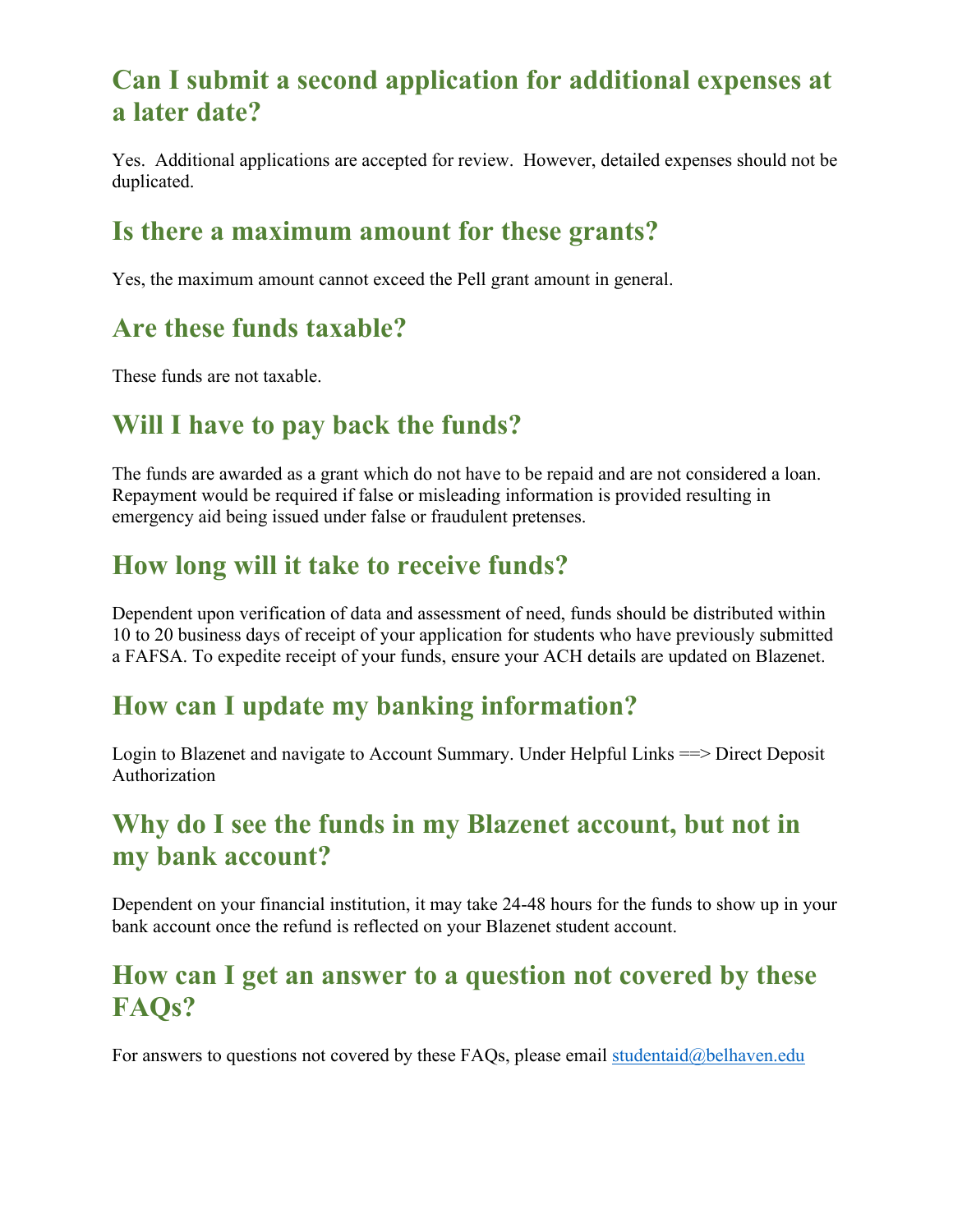## Can I submit a second application for additional expenses at a later date?

Yes. Additional applications are accepted for review. However, detailed expenses should not be duplicated.

## Is there a maximum amount for these grants?

Yes, the maximum amount cannot exceed the Pell grant amount in general.

## Are these funds taxable?

These funds are not taxable.

## Will I have to pay back the funds?

The funds are awarded as a grant which do not have to be repaid and are not considered a loan. Repayment would be required if false or misleading information is provided resulting in emergency aid being issued under false or fraudulent pretenses.

## How long will it take to receive funds?

Dependent upon verification of data and assessment of need, funds should be distributed within 10 to 20 business days of receipt of your application for students who have previously submitted a FAFSA. To expedite receipt of your funds, ensure your ACH details are updated on Blazenet.

## How can I update my banking information?

Login to Blazenet and navigate to Account Summary. Under Helpful Links ==> Direct Deposit Authorization

## Why do I see the funds in my Blazenet account, but not in my bank account?

Dependent on your financial institution, it may take 24-48 hours for the funds to show up in your bank account once the refund is reflected on your Blazenet student account.

## How can I get an answer to a question not covered by these FAQs?

For answers to questions not covered by these FAQs, please email studentaid@belhaven.edu